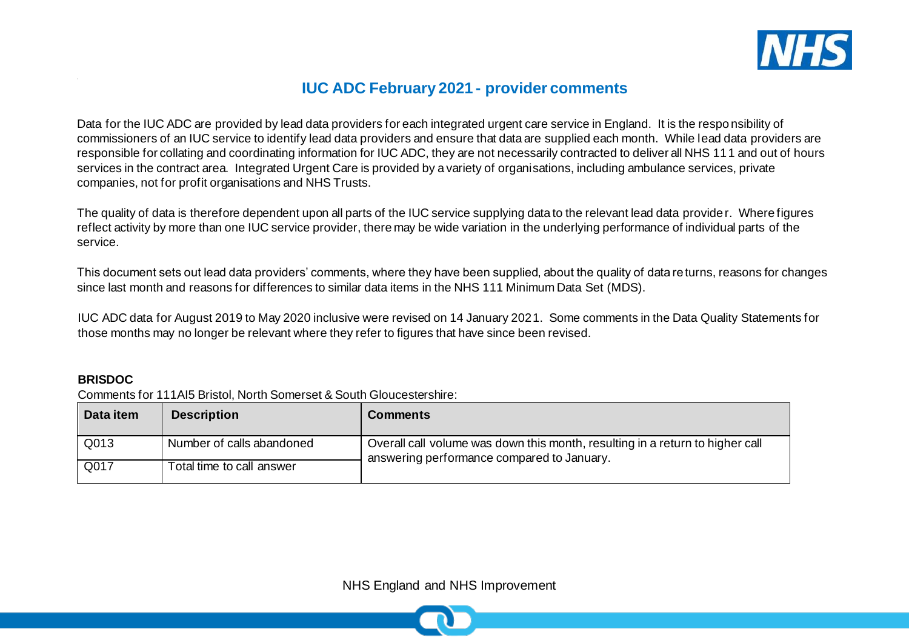# IUC ADC February 2021 - provider comments

Data for the IUC ADC are provided by lead data providers for each integrated urgent care service in England. It is the responsibility of commissioners of an IUC service to identify lead data providers and ensure that data are supplied each month. While lead data providers are responsible for collating and coordinating information for IUC ADC, they are not necessarily contracted to deliver all NHS 111 and out of hours services in the contract area. Integrated Urgent Care is provided by a variety of organisations, including ambulance services, private companies, not for profit organisations and NHS Trusts.

The quality of data is therefore dependent upon all parts of the IUC service supplying data to the relevant lead data provider. Where figures reflect activity by more than one IUC service provider, there may be wide variation in the underlying performance of individual parts of the service.

This document sets out lead data providers' comments, where they have been supplied, about the quality of data returns, reasons for changes since last month and reasons for differences to similar data items in the NHS 111 Minimum Data Set (MDS).

IUC ADC data for August 2019 to May 2020 inclusive were revised on 14 January 2021. Some comments in the Data Quality Statements for those months may no longer be relevant where they refer to figures that have since been revised.

**BRISDOC**

Comments for 111AI5 Bristol, North Somerset & South Gloucestershire:

| Data item | Description | Comments |
|---|---|---|
| Q013 | Number of calls abandoned | Overall call volume was down this month, resulting in a return to higher call answering performance compared to January. |
| Q017 | Total time to call answer | |

NHS England and NHS Improvement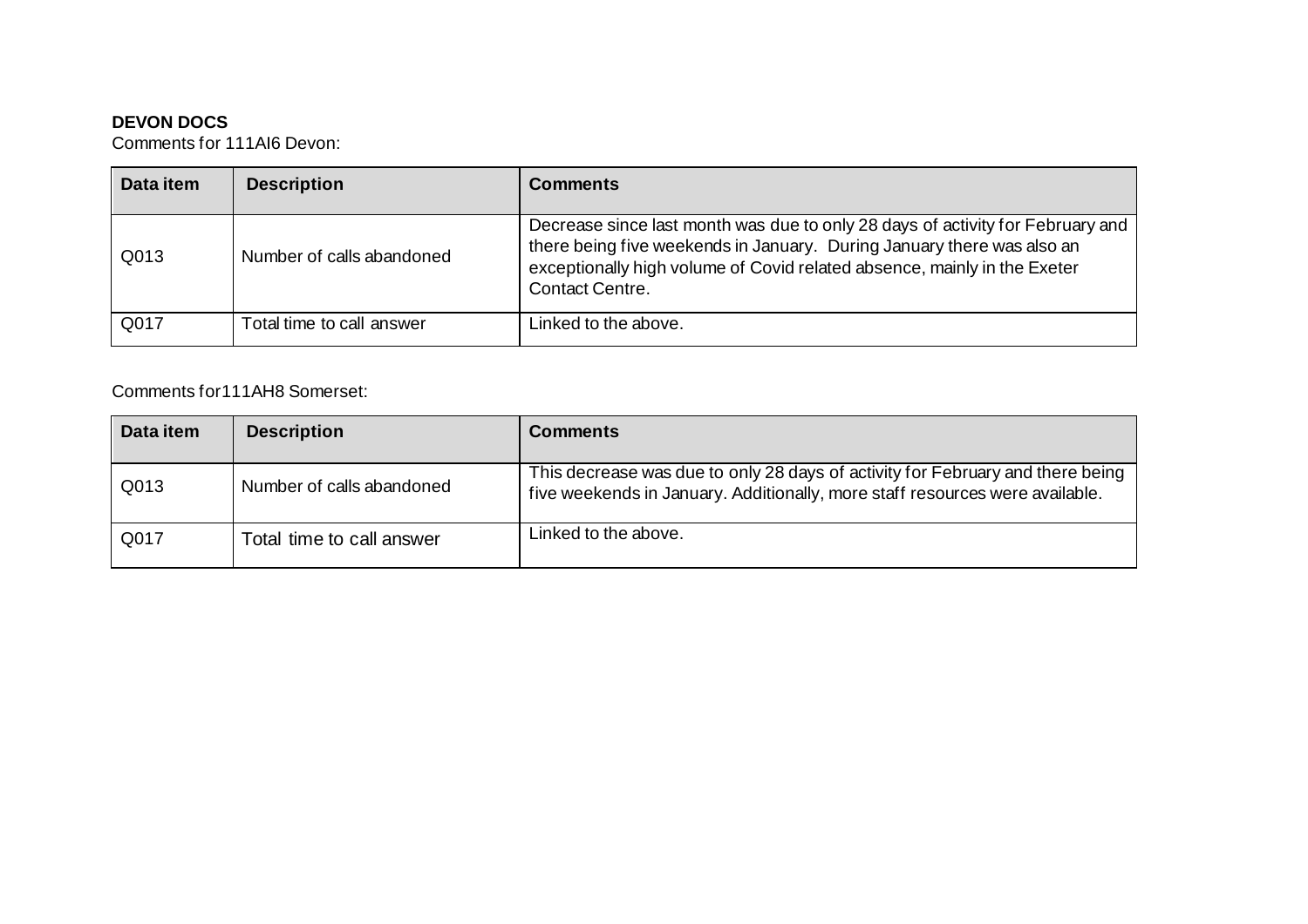**DEVON DOCS**

Comments for 111AI6 Devon:

| Data item | Description | Comments |
| --- | --- | --- |
| Q013 | Number of calls abandoned | Decrease since last month was due to only 28 days of activity for February and there being five weekends in January. During January there was also an exceptionally high volume of Covid related absence, mainly in the Exeter Contact Centre. |
| Q017 | Total time to call answer | Linked to the above. |

Comments for111AH8 Somerset:

| Data item | Description | Comments |
| --- | --- | --- |
| Q013 | Number of calls abandoned | This decrease was due to only 28 days of activity for February and there being five weekends in January. Additionally, more staff resources were available. |
| Q017 | Total time to call answer | Linked to the above. |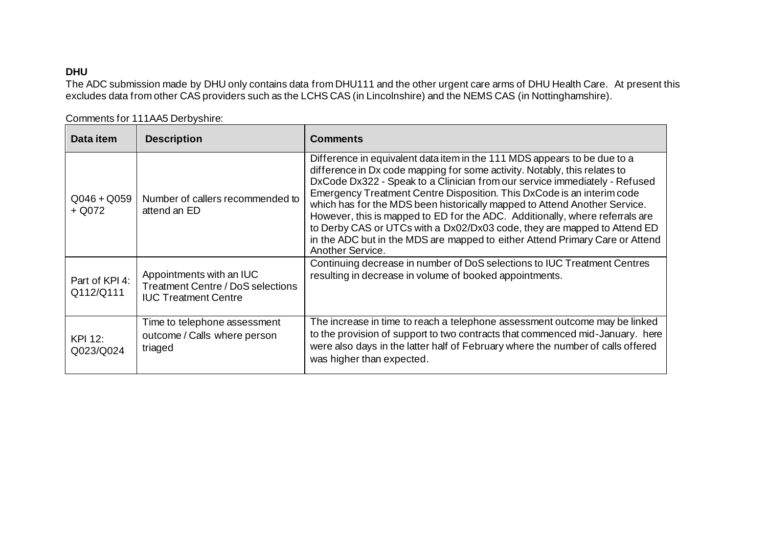**DHU**

The ADC submission made by DHU only contains data from DHU111 and the other urgent care arms of DHU Health Care. At present this excludes data from other CAS providers such as the LCHS CAS (in Lincolnshire) and the NEMS CAS (in Nottinghamshire).

Comments for 111AA5 Derbyshire:

| Data item | Description | Comments |
|---|---|---|
| Q046 + Q059 + Q072 | Number of callers recommended to attend an ED | Difference in equivalent data item in the 111 MDS appears to be due to a difference in Dx code mapping for some activity. Notably, this relates to DxCode Dx322 - Speak to a Clinician from our service immediately - Refused Emergency Treatment Centre Disposition. This DxCode is an interim code which has for the MDS been historically mapped to Attend Another Service. However, this is mapped to ED for the ADC. Additionally, where referrals are to Derby CAS or UTCs with a Dx02/Dx03 code, they are mapped to Attend ED in the ADC but in the MDS are mapped to either Attend Primary Care or Attend Another Service. |
| Part of KPI 4: Q112/Q111 | Appointments with an IUC Treatment Centre / DoS selections IUC Treatment Centre | Continuing decrease in number of DoS selections to IUC Treatment Centres resulting in decrease in volume of booked appointments. |
| KPI 12: Q023/Q024 | Time to telephone assessment outcome / Calls where person triaged | The increase in time to reach a telephone assessment outcome may be linked to the provision of support to two contracts that commenced mid-January. here were also days in the latter half of February where the number of calls offered was higher than expected. |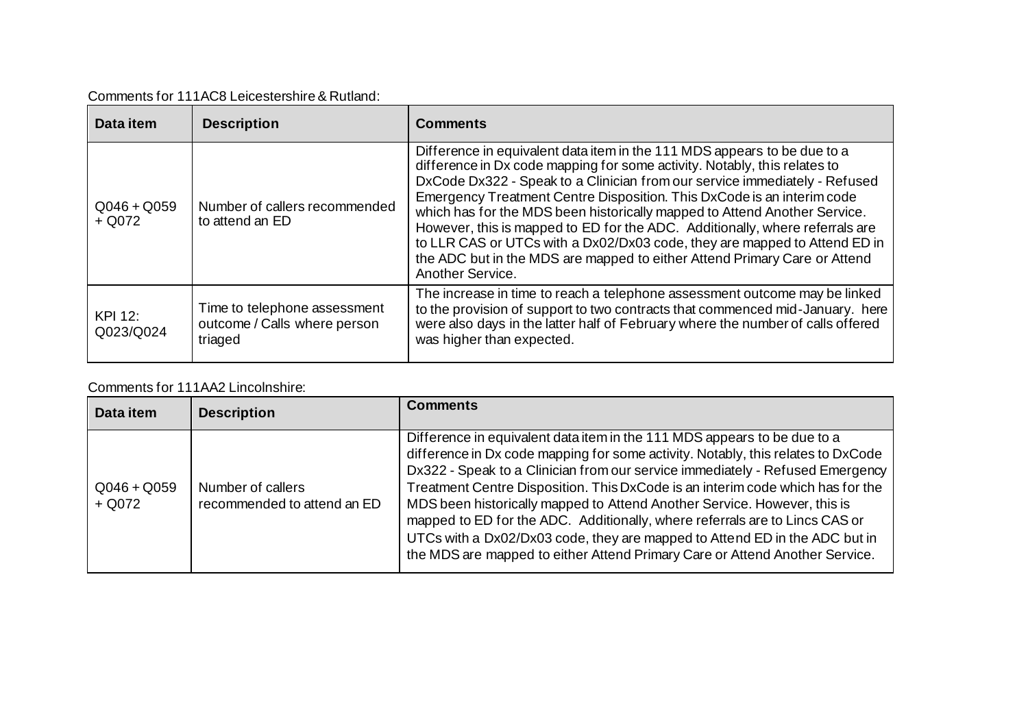Comments for 111AC8 Leicestershire & Rutland:

| Data item | Description | Comments |
| --- | --- | --- |
| Q046 + Q059 + Q072 | Number of callers recommended to attend an ED | Difference in equivalent data item in the 111 MDS appears to be due to a difference in Dx code mapping for some activity. Notably, this relates to DxCode Dx322 - Speak to a Clinician from our service immediately - Refused Emergency Treatment Centre Disposition. This DxCode is an interim code which has for the MDS been historically mapped to Attend Another Service. However, this is mapped to ED for the ADC. Additionally, where referrals are to LLR CAS or UTCs with a Dx02/Dx03 code, they are mapped to Attend ED in the ADC but in the MDS are mapped to either Attend Primary Care or Attend Another Service. |
| KPI 12: Q023/Q024 | Time to telephone assessment outcome / Calls where person triaged | The increase in time to reach a telephone assessment outcome may be linked to the provision of support to two contracts that commenced mid-January. here were also days in the latter half of February where the number of calls offered was higher than expected. |

Comments for 111AA2 Lincolnshire:

| Data item | Description | Comments |
| --- | --- | --- |
| Q046 + Q059 + Q072 | Number of callers recommended to attend an ED | Difference in equivalent data item in the 111 MDS appears to be due to a difference in Dx code mapping for some activity. Notably, this relates to DxCode Dx322 - Speak to a Clinician from our service immediately - Refused Emergency Treatment Centre Disposition. This DxCode is an interim code which has for the MDS been historically mapped to Attend Another Service. However, this is mapped to ED for the ADC. Additionally, where referrals are to Lincs CAS or UTCs with a Dx02/Dx03 code, they are mapped to Attend ED in the ADC but in the MDS are mapped to either Attend Primary Care or Attend Another Service. |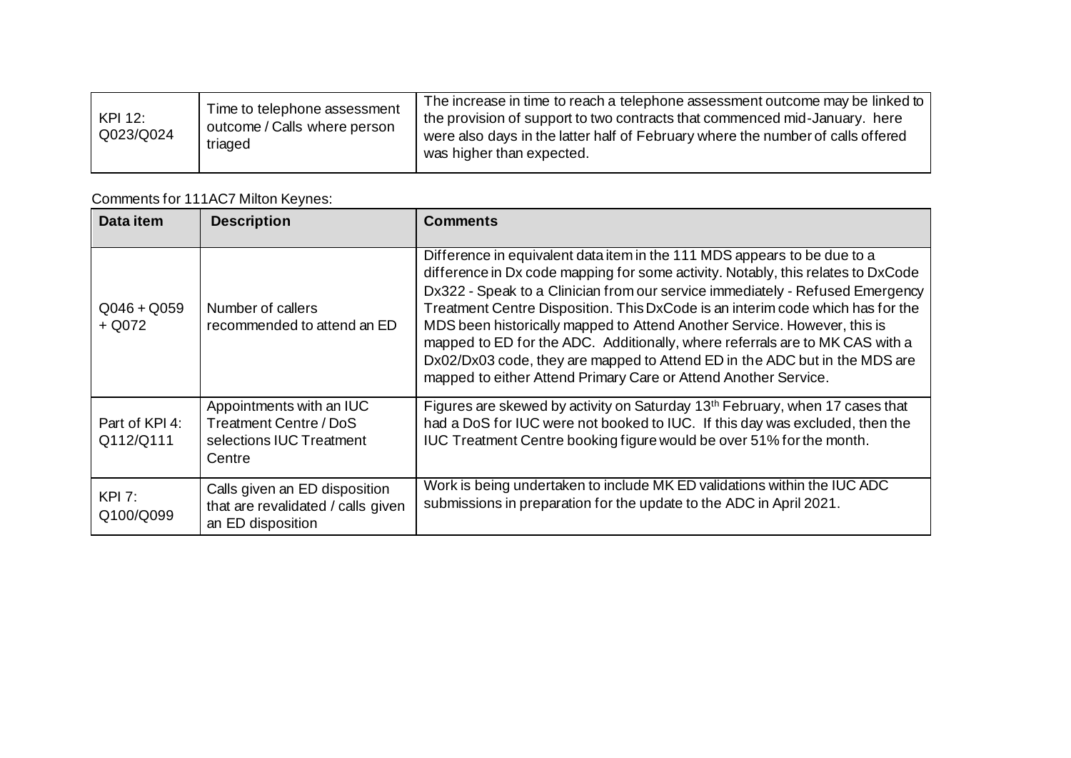| KPI 12: Q023/Q024 | Time to telephone assessment outcome / Calls where person triaged | The increase in time to reach a telephone assessment outcome may be linked to the provision of support to two contracts that commenced mid-January. here were also days in the latter half of February where the number of calls offered was higher than expected. |
|---|---|---|

Comments for 111AC7 Milton Keynes:

| Data item | Description | Comments |
|---|---|---|
| Q046 + Q059 + Q072 | Number of callers recommended to attend an ED | Difference in equivalent data item in the 111 MDS appears to be due to a difference in Dx code mapping for some activity. Notably, this relates to DxCode Dx322 - Speak to a Clinician from our service immediately - Refused Emergency Treatment Centre Disposition. This DxCode is an interim code which has for the MDS been historically mapped to Attend Another Service. However, this is mapped to ED for the ADC. Additionally, where referrals are to MK CAS with a Dx02/Dx03 code, they are mapped to Attend ED in the ADC but in the MDS are mapped to either Attend Primary Care or Attend Another Service. |
| Part of KPI 4: Q112/Q111 | Appointments with an IUC Treatment Centre / DoS selections IUC Treatment Centre | Figures are skewed by activity on Saturday 13th February, when 17 cases that had a DoS for IUC were not booked to IUC. If this day was excluded, then the IUC Treatment Centre booking figure would be over 51% for the month. |
| KPI 7: Q100/Q099 | Calls given an ED disposition that are revalidated / calls given an ED disposition | Work is being undertaken to include MK ED validations within the IUC ADC submissions in preparation for the update to the ADC in April 2021. |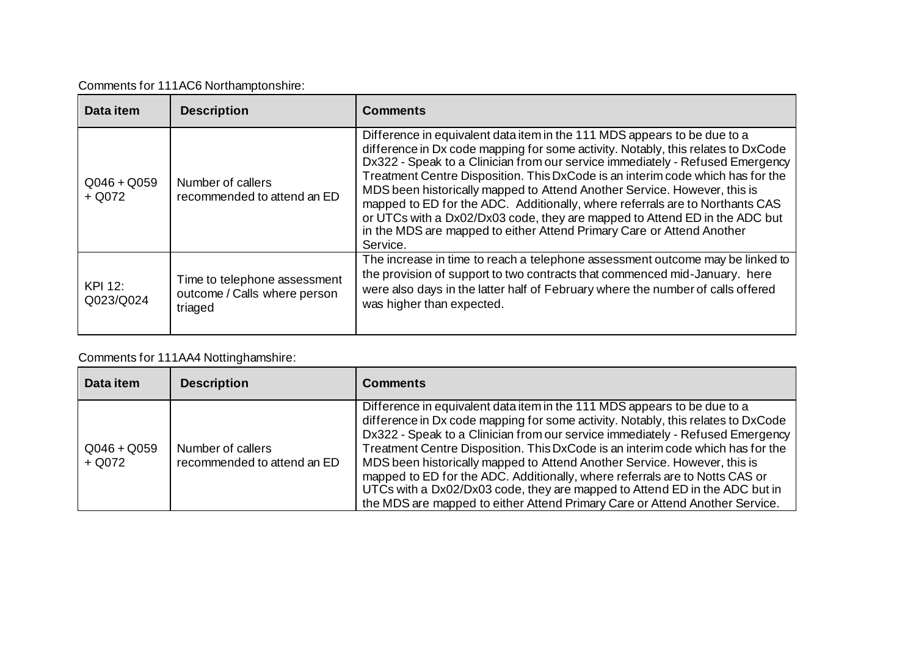Comments for 111AC6 Northamptonshire:

| Data item | Description | Comments |
| --- | --- | --- |
| Q046 + Q059 + Q072 | Number of callers recommended to attend an ED | Difference in equivalent data item in the 111 MDS appears to be due to a difference in Dx code mapping for some activity. Notably, this relates to DxCode Dx322 - Speak to a Clinician from our service immediately - Refused Emergency Treatment Centre Disposition. This DxCode is an interim code which has for the MDS been historically mapped to Attend Another Service. However, this is mapped to ED for the ADC. Additionally, where referrals are to Northants CAS or UTCs with a Dx02/Dx03 code, they are mapped to Attend ED in the ADC but in the MDS are mapped to either Attend Primary Care or Attend Another Service. |
| KPI 12: Q023/Q024 | Time to telephone assessment outcome / Calls where person triaged | The increase in time to reach a telephone assessment outcome may be linked to the provision of support to two contracts that commenced mid-January. here were also days in the latter half of February where the number of calls offered was higher than expected. |

Comments for 111AA4 Nottinghamshire:

| Data item | Description | Comments |
| --- | --- | --- |
| Q046 + Q059 + Q072 | Number of callers recommended to attend an ED | Difference in equivalent data item in the 111 MDS appears to be due to a difference in Dx code mapping for some activity. Notably, this relates to DxCode Dx322 - Speak to a Clinician from our service immediately - Refused Emergency Treatment Centre Disposition. This DxCode is an interim code which has for the MDS been historically mapped to Attend Another Service. However, this is mapped to ED for the ADC. Additionally, where referrals are to Notts CAS or UTCs with a Dx02/Dx03 code, they are mapped to Attend ED in the ADC but in the MDS are mapped to either Attend Primary Care or Attend Another Service. |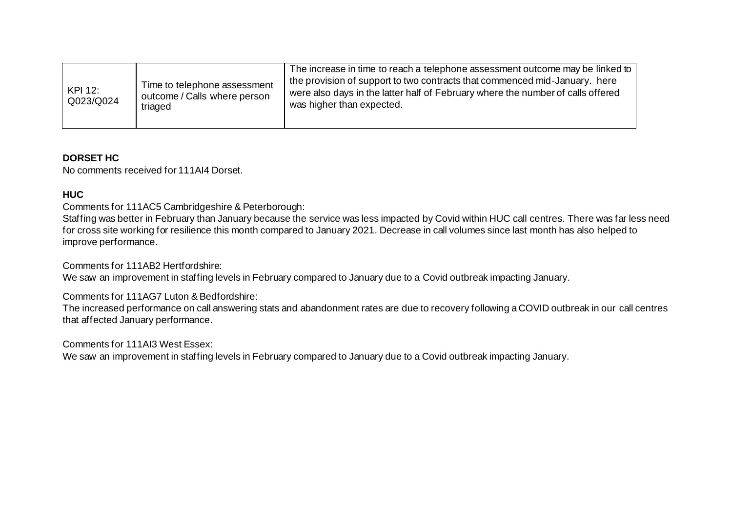| KPI 12: Q023/Q024 | Time to telephone assessment outcome / Calls where person triaged | The increase in time to reach a telephone assessment outcome may be linked to the provision of support to two contracts that commenced mid-January. here were also days in the latter half of February where the number of calls offered was higher than expected. |
|---|---|---|

**DORSET HC**

No comments received for 111AI4 Dorset.

**HUC**

Comments for 111AC5 Cambridgeshire & Peterborough:

Staffing was better in February than January because the service was less impacted by Covid within HUC call centres. There was far less need for cross site working for resilience this month compared to January 2021. Decrease in call volumes since last month has also helped to improve performance.

Comments for 111AB2 Hertfordshire:

We saw an improvement in staffing levels in February compared to January due to a Covid outbreak impacting January.

Comments for 111AG7 Luton & Bedfordshire:

The increased performance on call answering stats and abandonment rates are due to recovery following a COVID outbreak in our call centres that affected January performance.

Comments for 111AI3 West Essex:

We saw an improvement in staffing levels in February compared to January due to a Covid outbreak impacting January.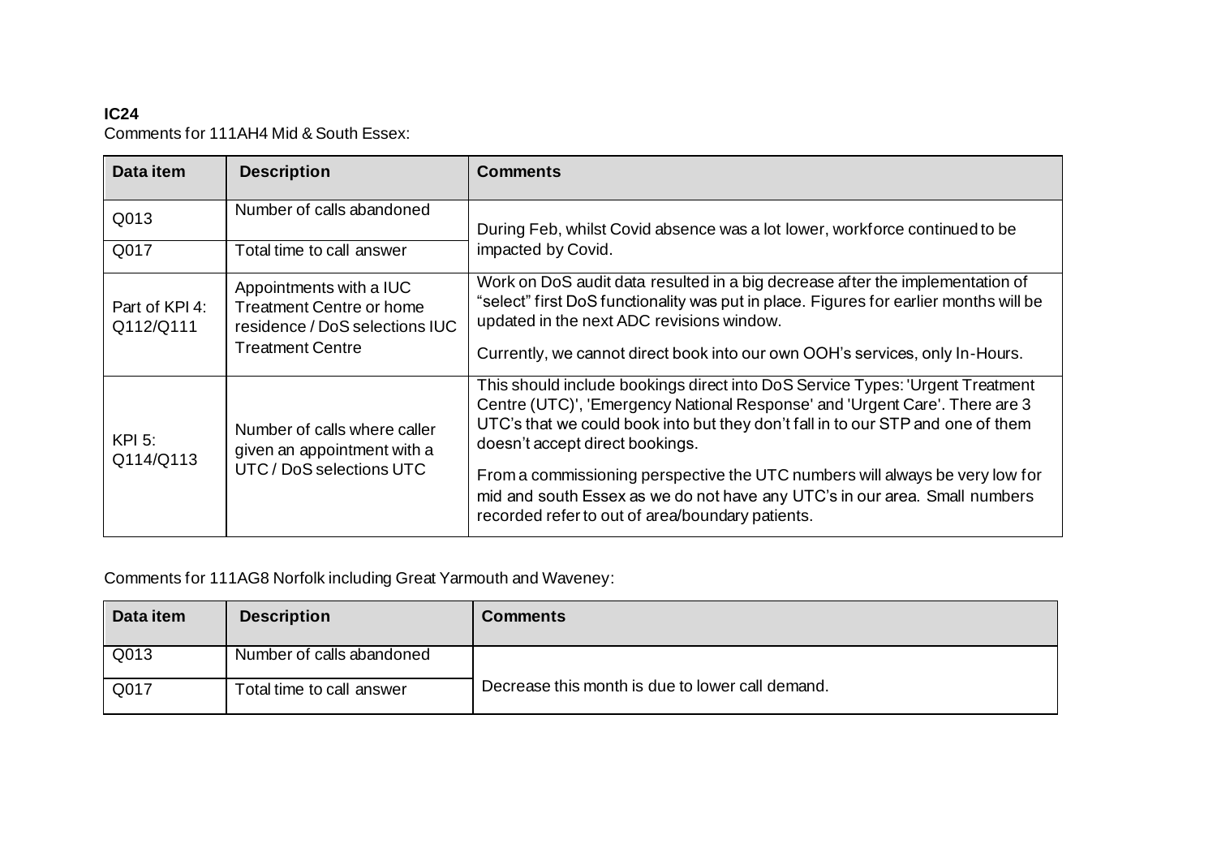**IC24**

Comments for 111AH4 Mid & South Essex:

| Data item | Description | Comments |
|---|---|---|
| Q013 | Number of calls abandoned | During Feb, whilst Covid absence was a lot lower, workforce continued to be impacted by Covid. |
| Q017 | Total time to call answer | |
| Part of KPI 4: Q112/Q111 | Appointments with a IUC Treatment Centre or home residence / DoS selections IUC Treatment Centre | Work on DoS audit data resulted in a big decrease after the implementation of "select" first DoS functionality was put in place. Figures for earlier months will be updated in the next ADC revisions window.<br><br>Currently, we cannot direct book into our own OOH's services, only In-Hours. |
| KPI 5: Q114/Q113 | Number of calls where caller given an appointment with a UTC / DoS selections UTC | This should include bookings direct into DoS Service Types: 'Urgent Treatment Centre (UTC)', 'Emergency National Response' and 'Urgent Care'. There are 3 UTC's that we could book into but they don't fall in to our STP and one of them doesn't accept direct bookings.<br><br>From a commissioning perspective the UTC numbers will always be very low for mid and south Essex as we do not have any UTC's in our area. Small numbers recorded refer to out of area/boundary patients. |

Comments for 111AG8 Norfolk including Great Yarmouth and Waveney:

| Data item | Description | Comments |
|---|---|---|
| Q013 | Number of calls abandoned | Decrease this month is due to lower call demand. |
| Q017 | Total time to call answer | |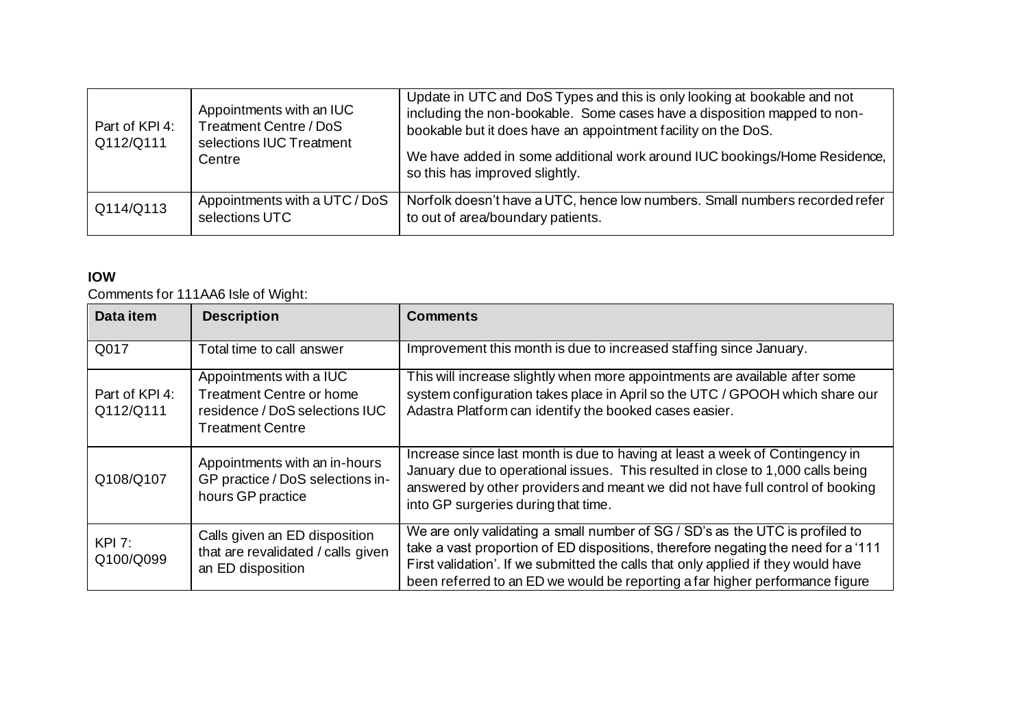| | | |
|---|---|---|
| Part of KPI 4: Q112/Q111 | Appointments with an IUC Treatment Centre / DoS selections IUC Treatment Centre | Update in UTC and DoS Types and this is only looking at bookable and not including the non-bookable. Some cases have a disposition mapped to non-bookable but it does have an appointment facility on the DoS.<br><br>We have added in some additional work around IUC bookings/Home Residence, so this has improved slightly. |
| Q114/Q113 | Appointments with a UTC / DoS selections UTC | Norfolk doesn't have a UTC, hence low numbers. Small numbers recorded refer to out of area/boundary patients. |

**IOW**

Comments for 111AA6 Isle of Wight:

| Data item | Description | Comments |
|---|---|---|
| Q017 | Total time to call answer | Improvement this month is due to increased staffing since January. |
| Part of KPI 4: Q112/Q111 | Appointments with a IUC Treatment Centre or home residence / DoS selections IUC Treatment Centre | This will increase slightly when more appointments are available after some system configuration takes place in April so the UTC / GPOOH which share our Adastra Platform can identify the booked cases easier. |
| Q108/Q107 | Appointments with an in-hours GP practice / DoS selections in-hours GP practice | Increase since last month is due to having at least a week of Contingency in January due to operational issues. This resulted in close to 1,000 calls being answered by other providers and meant we did not have full control of booking into GP surgeries during that time. |
| KPI 7: Q100/Q099 | Calls given an ED disposition that are revalidated / calls given an ED disposition | We are only validating a small number of SG / SD's as the UTC is profiled to take a vast proportion of ED dispositions, therefore negating the need for a '111 First validation'. If we submitted the calls that only applied if they would have been referred to an ED we would be reporting a far higher performance figure |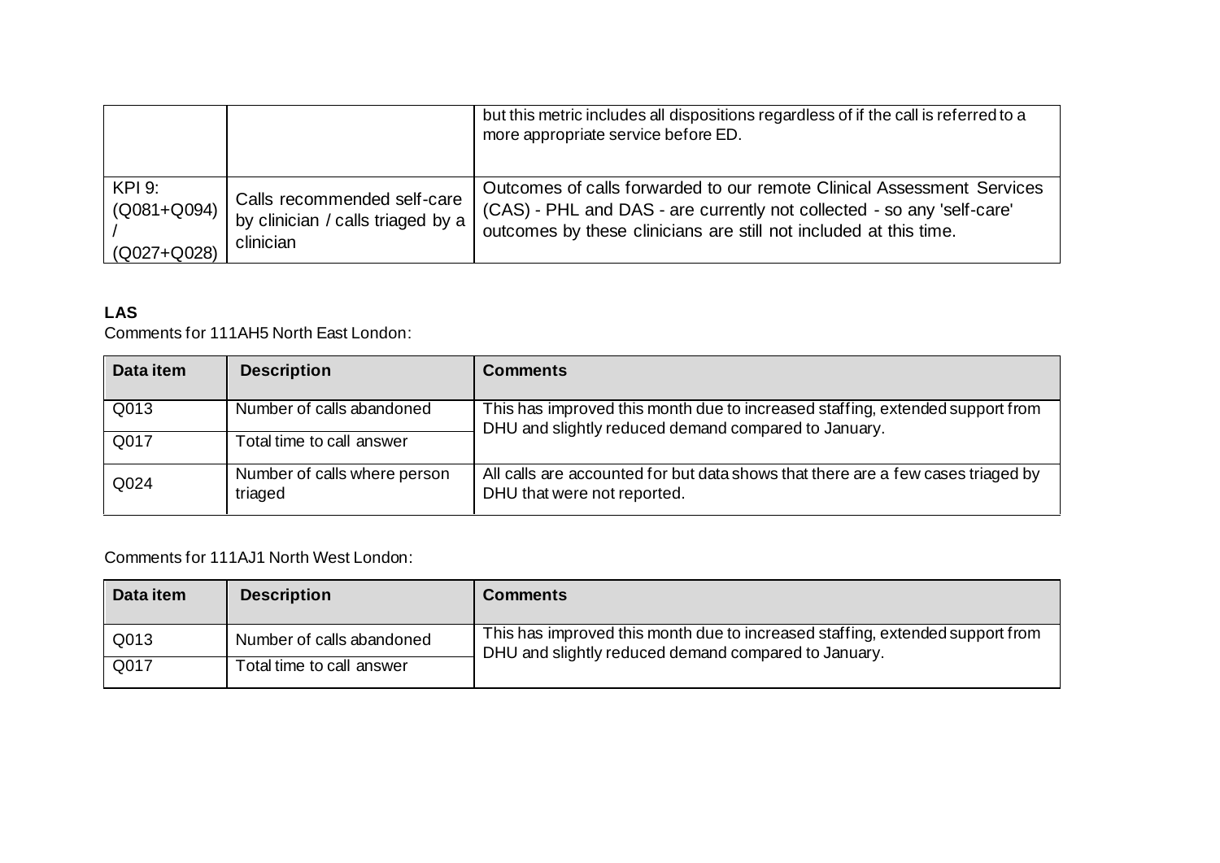| | | |
|---|---|---|
| | | but this metric includes all dispositions regardless of if the call is referred to a more appropriate service before ED. |
| KPI 9: (Q081+Q094) / (Q027+Q028) | Calls recommended self-care by clinician / calls triaged by a clinician | Outcomes of calls forwarded to our remote Clinical Assessment Services (CAS) - PHL and DAS - are currently not collected - so any 'self-care' outcomes by these clinicians are still not included at this time. |

**LAS**

Comments for 111AH5 North East London:

| Data item | Description | Comments |
|---|---|---|
| Q013 | Number of calls abandoned | This has improved this month due to increased staffing, extended support from DHU and slightly reduced demand compared to January. |
| Q017 | Total time to call answer | |
| Q024 | Number of calls where person triaged | All calls are accounted for but data shows that there are a few cases triaged by DHU that were not reported. |

Comments for 111AJ1 North West London:

| Data item | Description | Comments |
|---|---|---|
| Q013 | Number of calls abandoned | This has improved this month due to increased staffing, extended support from DHU and slightly reduced demand compared to January. |
| Q017 | Total time to call answer | |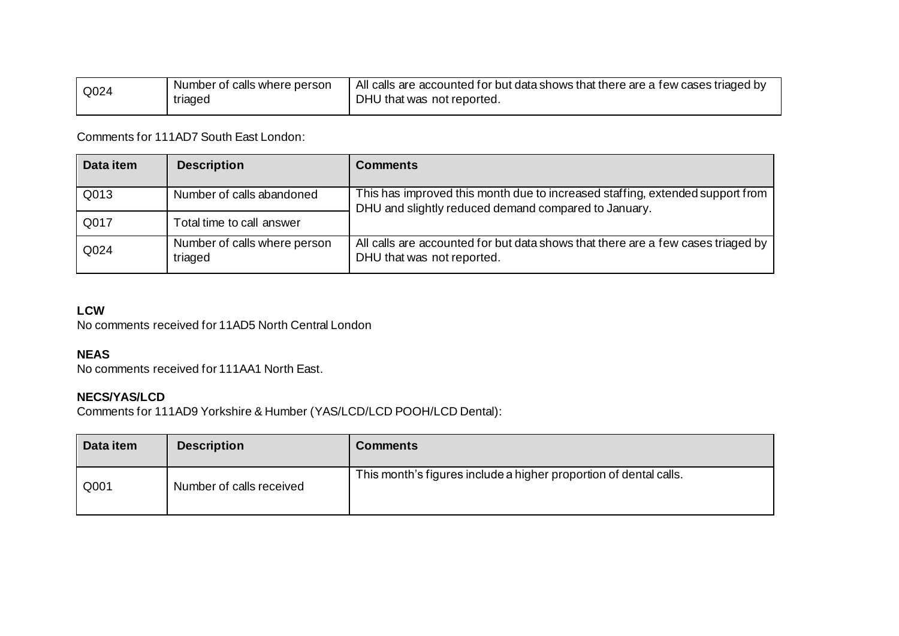| | | |
|---|---|---|
| Q024 | Number of calls where person triaged | All calls are accounted for but data shows that there are a few cases triaged by DHU that was not reported. |

Comments for 111AD7 South East London:

| Data item | Description | Comments |
|---|---|---|
| Q013 | Number of calls abandoned | This has improved this month due to increased staffing, extended support from DHU and slightly reduced demand compared to January. |
| Q017 | Total time to call answer | |
| Q024 | Number of calls where person triaged | All calls are accounted for but data shows that there are a few cases triaged by DHU that was not reported. |

**LCW**

No comments received for 11AD5 North Central London

**NEAS**

No comments received for 111AA1 North East.

**NECS/YAS/LCD**

Comments for 111AD9 Yorkshire & Humber (YAS/LCD/LCD POOH/LCD Dental):

| Data item | Description | Comments |
|---|---|---|
| Q001 | Number of calls received | This month's figures include a higher proportion of dental calls. |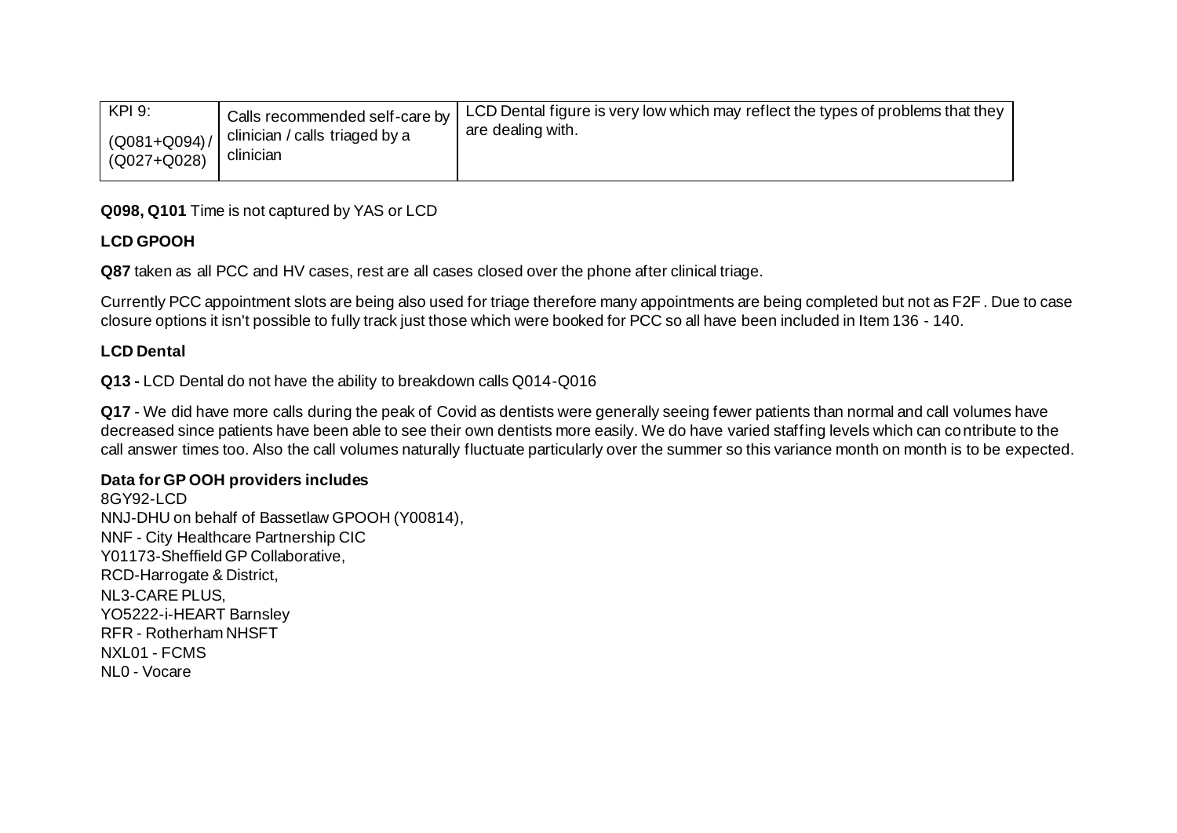| KPI 9: (Q081+Q094) / (Q027+Q028) | Calls recommended self-care by clinician / calls triaged by a clinician | LCD Dental figure is very low which may reflect the types of problems that they are dealing with. |
|---|---|---|

**Q098, Q101** Time is not captured by YAS or LCD

**LCD GPOOH**

**Q87** taken as all PCC and HV cases, rest are all cases closed over the phone after clinical triage.

Currently PCC appointment slots are being also used for triage therefore many appointments are being completed but not as F2F. Due to case closure options it isn't possible to fully track just those which were booked for PCC so all have been included in Item 136 - 140.

**LCD Dental**

**Q13 -** LCD Dental do not have the ability to breakdown calls Q014-Q016

**Q17** - We did have more calls during the peak of Covid as dentists were generally seeing fewer patients than normal and call volumes have decreased since patients have been able to see their own dentists more easily. We do have varied staffing levels which can contribute to the call answer times too. Also the call volumes naturally fluctuate particularly over the summer so this variance month on month is to be expected.

**Data for GP OOH providers includes**

8GY92-LCD
NNJ-DHU on behalf of Bassetlaw GPOOH (Y00814),
NNF - City Healthcare Partnership CIC
Y01173-Sheffield GP Collaborative,
RCD-Harrogate & District,
NL3-CARE PLUS,
YO5222-i-HEART Barnsley
RFR - Rotherham NHSFT
NXL01 - FCMS
NL0 - Vocare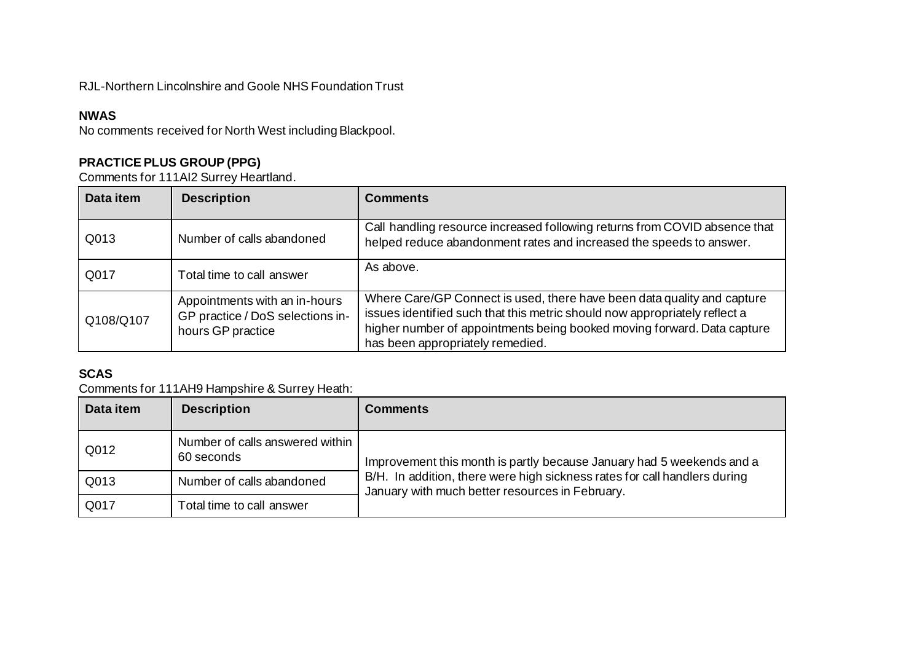RJL-Northern Lincolnshire and Goole NHS Foundation Trust

**NWAS**

No comments received for North West including Blackpool.

**PRACTICE PLUS GROUP (PPG)**

Comments for 111AI2 Surrey Heartland.

| Data item | Description | Comments |
|---|---|---|
| Q013 | Number of calls abandoned | Call handling resource increased following returns from COVID absence that helped reduce abandonment rates and increased the speeds to answer. |
| Q017 | Total time to call answer | As above. |
| Q108/Q107 | Appointments with an in-hours GP practice / DoS selections in-hours GP practice | Where Care/GP Connect is used, there have been data quality and capture issues identified such that this metric should now appropriately reflect a higher number of appointments being booked moving forward. Data capture has been appropriately remedied. |

**SCAS**

Comments for 111AH9 Hampshire & Surrey Heath:

| Data item | Description | Comments |
|---|---|---|
| Q012 | Number of calls answered within 60 seconds | Improvement this month is partly because January had 5 weekends and a B/H. In addition, there were high sickness rates for call handlers during January with much better resources in February. |
| Q013 | Number of calls abandoned | |
| Q017 | Total time to call answer | |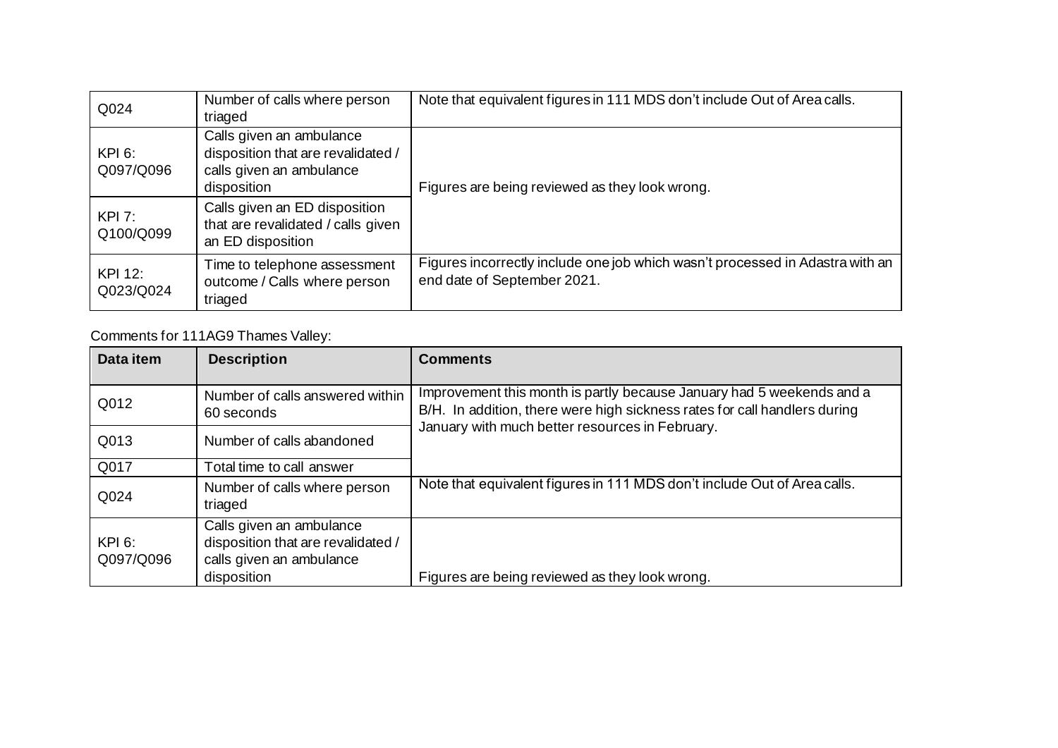| | | |
|---|---|---|
| Q024 | Number of calls where person triaged | Note that equivalent figures in 111 MDS don't include Out of Area calls. |
| KPI 6: Q097/Q096 | Calls given an ambulance disposition that are revalidated / calls given an ambulance disposition | Figures are being reviewed as they look wrong. |
| KPI 7: Q100/Q099 | Calls given an ED disposition that are revalidated / calls given an ED disposition | |
| KPI 12: Q023/Q024 | Time to telephone assessment outcome / Calls where person triaged | Figures incorrectly include one job which wasn't processed in Adastra with an end date of September 2021. |

Comments for 111AG9 Thames Valley:

| Data item | Description | Comments |
|---|---|---|
| Q012 | Number of calls answered within 60 seconds | Improvement this month is partly because January had 5 weekends and a B/H. In addition, there were high sickness rates for call handlers during January with much better resources in February. |
| Q013 | Number of calls abandoned | |
| Q017 | Total time to call answer | |
| Q024 | Number of calls where person triaged | Note that equivalent figures in 111 MDS don't include Out of Area calls. |
| KPI 6: Q097/Q096 | Calls given an ambulance disposition that are revalidated / calls given an ambulance disposition | Figures are being reviewed as they look wrong. |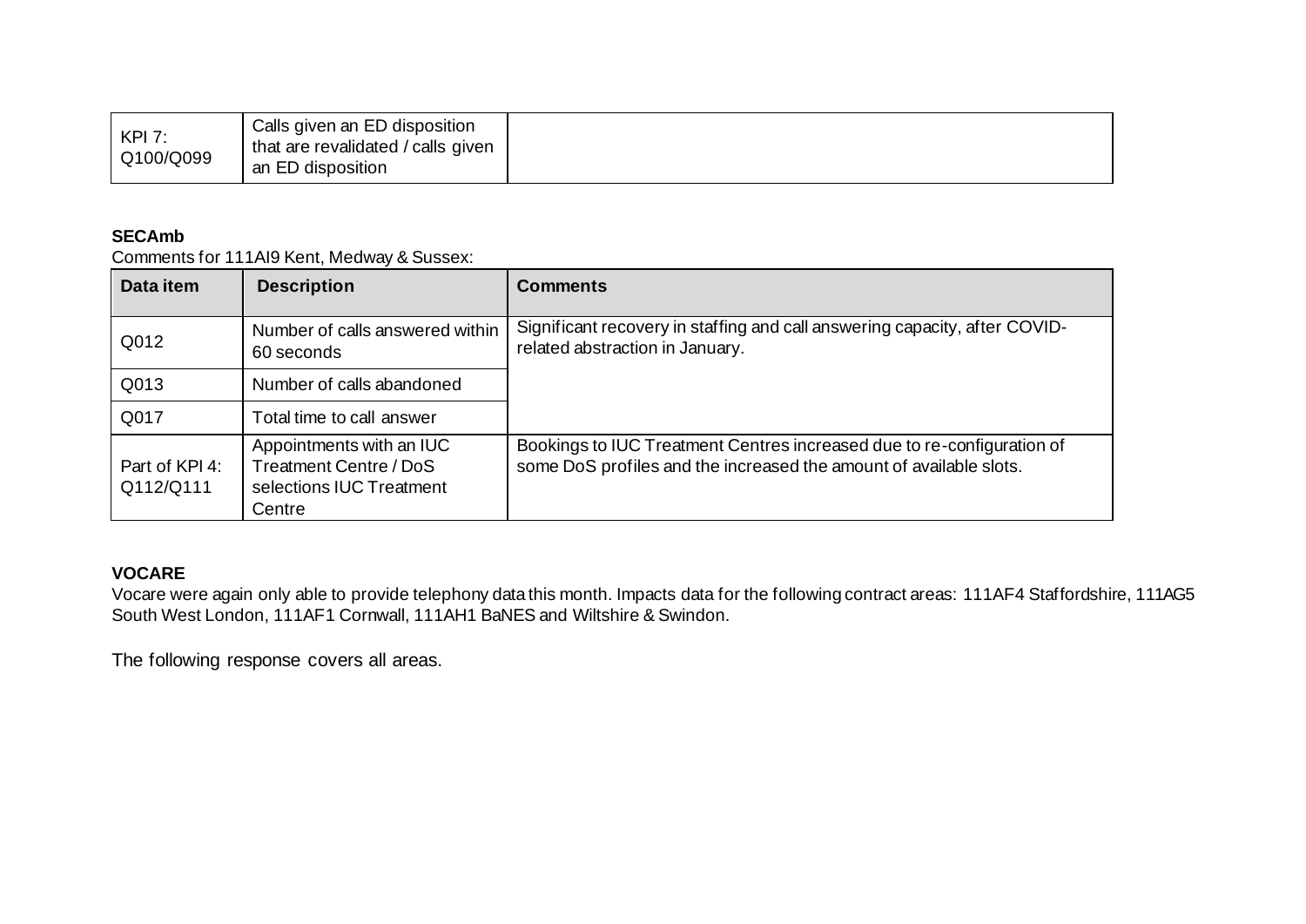| KPI 7: Q100/Q099 | Calls given an ED disposition that are revalidated / calls given an ED disposition | |
|---|---|---|

**SECAmb**

Comments for 111AI9 Kent, Medway & Sussex:

| Data item | Description | Comments |
|---|---|---|
| Q012 | Number of calls answered within 60 seconds | Significant recovery in staffing and call answering capacity, after COVID-related abstraction in January. |
| Q013 | Number of calls abandoned | |
| Q017 | Total time to call answer | |
| Part of KPI 4: Q112/Q111 | Appointments with an IUC Treatment Centre / DoS selections IUC Treatment Centre | Bookings to IUC Treatment Centres increased due to re-configuration of some DoS profiles and the increased the amount of available slots. |

**VOCARE**

Vocare were again only able to provide telephony data this month. Impacts data for the following contract areas: 111AF4 Staffordshire, 111AG5 South West London, 111AF1 Cornwall, 111AH1 BaNES and Wiltshire & Swindon.

The following response covers all areas.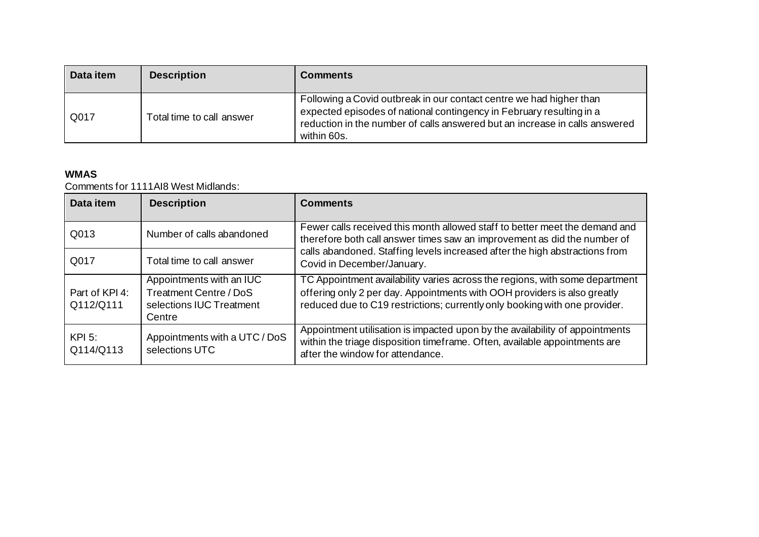| Data item | Description | Comments |
|---|---|---|
| Q017 | Total time to call answer | Following a Covid outbreak in our contact centre we had higher than expected episodes of national contingency in February resulting in a reduction in the number of calls answered but an increase in calls answered within 60s. |

**WMAS**

Comments for 1111AI8 West Midlands:

| Data item | Description | Comments |
|---|---|---|
| Q013 | Number of calls abandoned | Fewer calls received this month allowed staff to better meet the demand and therefore both call answer times saw an improvement as did the number of calls abandoned. Staffing levels increased after the high abstractions from Covid in December/January. |
| Q017 | Total time to call answer | |
| Part of KPI 4: Q112/Q111 | Appointments with an IUC Treatment Centre / DoS selections IUC Treatment Centre | TC Appointment availability varies across the regions, with some department offering only 2 per day. Appointments with OOH providers is also greatly reduced due to C19 restrictions; currently only booking with one provider. |
| KPI 5: Q114/Q113 | Appointments with a UTC / DoS selections UTC | Appointment utilisation is impacted upon by the availability of appointments within the triage disposition timeframe. Often, available appointments are after the window for attendance. |